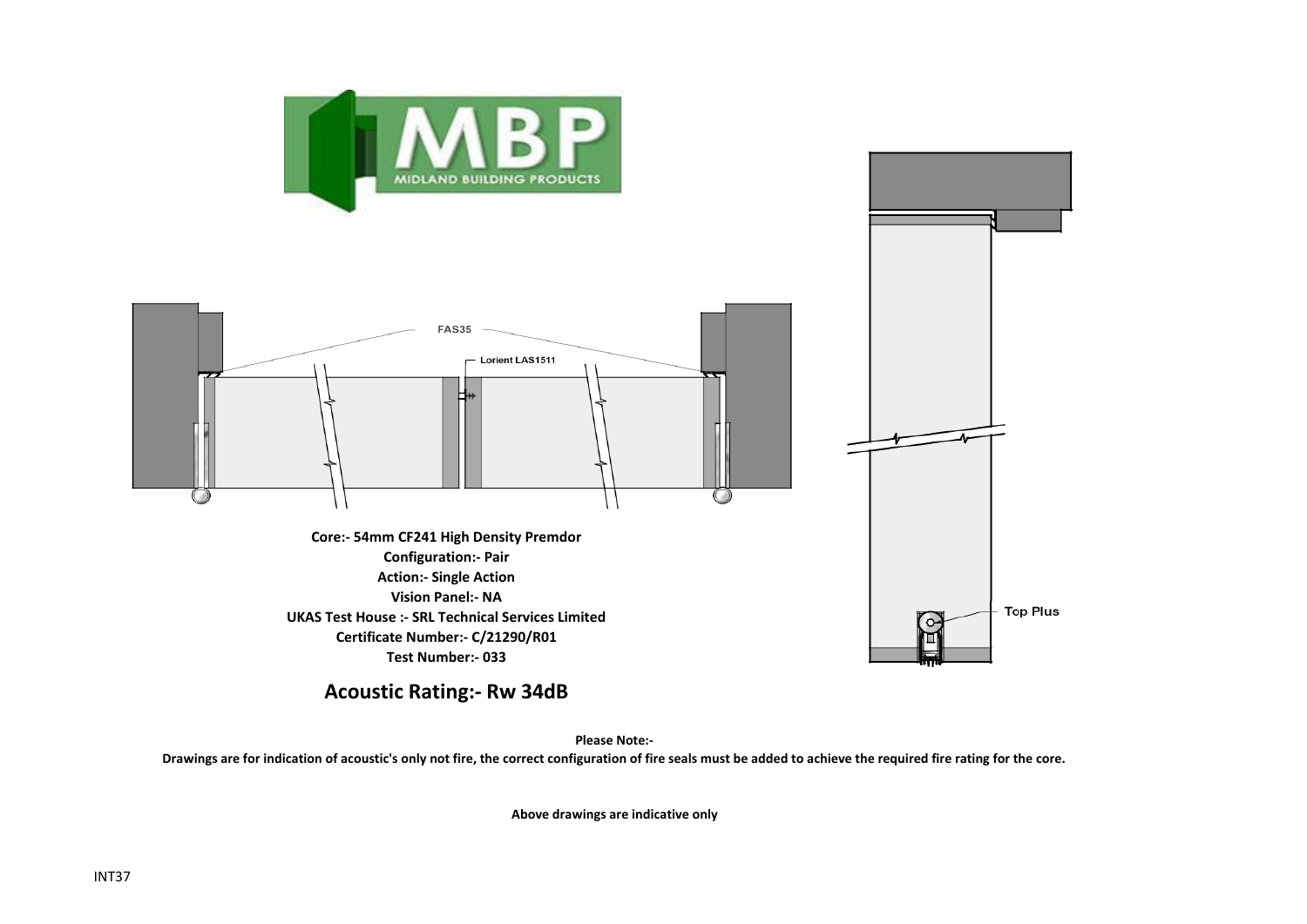MIDLAND BUILDING PRODUCTS

FAS35

Lorient LAS1511

Top Plus

**Core:- 54mm CF241 High Density Premdor**
**Configuration:- Pair**
**Action:- Single Action**
**Vision Panel:- NA**
**UKAS Test House :- SRL Technical Services Limited**
**Certificate Number:- C/21290/R01**
**Test Number:- 033**

## Acoustic Rating:- Rw 34dB

**Please Note:-**
**Drawings are for indication of acoustic's only not fire, the correct configuration of fire seals must be added to achieve the required fire rating for the core.**

**Above drawings are indicative only**

INT37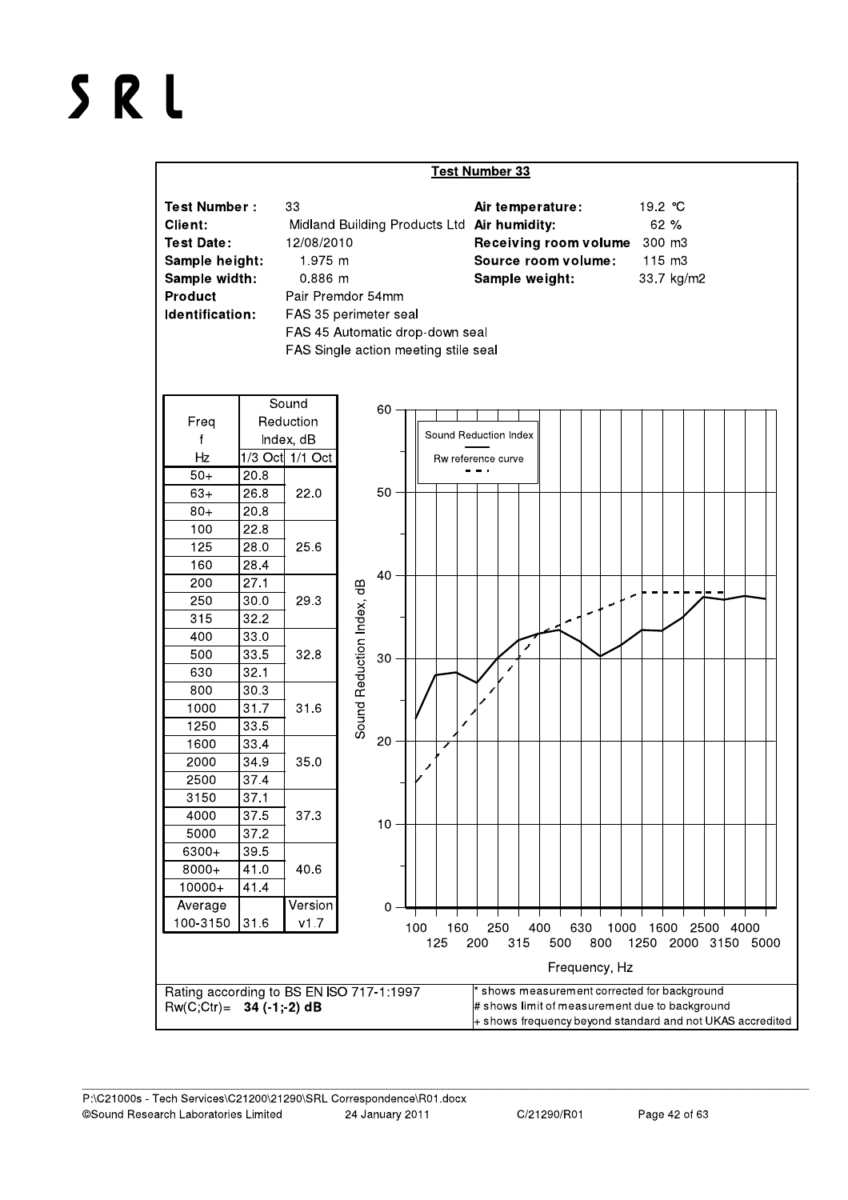SRL

## Test Number 33

| | | | |
|---|---|---|---|
| **Test Number :** | 33 | **Air temperature:** | 19.2 °C |
| **Client:** | Midland Building Products Ltd | **Air humidity:** | 62 % |
| **Test Date:** | 12/08/2010 | **Receiving room volume** | 300 m3 |
| **Sample height:** | 1.975 m | **Source room volume:** | 115 m3 |
| **Sample width:** | 0.886 m | **Sample weight:** | 33.7 kg/m2 |
| **Product Identification:** | Pair Premdor 54mm<br>FAS 35 perimeter seal<br>FAS 45 Automatic drop-down seal<br>FAS Single action meeting stile seal | | |

| Freq f Hz | Sound Reduction Index, dB 1/3 Oct | 1/1 Oct |
|---|---|---|
| 50+ | 20.8 | |
| 63+ | 26.8 | 22.0 |
| 80+ | 20.8 | |
| 100 | 22.8 | |
| 125 | 28.0 | 25.6 |
| 160 | 28.4 | |
| 200 | 27.1 | |
| 250 | 30.0 | 29.3 |
| 315 | 32.2 | |
| 400 | 33.0 | |
| 500 | 33.5 | 32.8 |
| 630 | 32.1 | |
| 800 | 30.3 | |
| 1000 | 31.7 | 31.6 |
| 1250 | 33.5 | |
| 1600 | 33.4 | |
| 2000 | 34.9 | 35.0 |
| 2500 | 37.4 | |
| 3150 | 37.1 | |
| 4000 | 37.5 | 37.3 |
| 5000 | 37.2 | |
| 6300+ | 39.5 | |
| 8000+ | 41.0 | 40.6 |
| 10000+ | 41.4 | |
| Average 100-3150 | 31.6 | Version v1.7 |

Sound Reduction Index

Rw reference curve

Sound Reduction Index, dB

0 10 20 30 40 50 60

100 125 160 200 250 315 400 500 630 800 1000 1250 1600 2000 2500 3150 4000 5000

Frequency, Hz

Rating according to BS EN ISO 717-1:1997

Rw(C;Ctr)= **34 (-1;-2) dB**

\* shows measurement corrected for background
# shows limit of measurement due to background
+ shows frequency beyond standard and not UKAS accredited

P:\C21000s - Tech Services\C21200\21290\SRL Correspondence\R01.docx
©Sound Research Laboratories Limited 24 January 2011 C/21290/R01